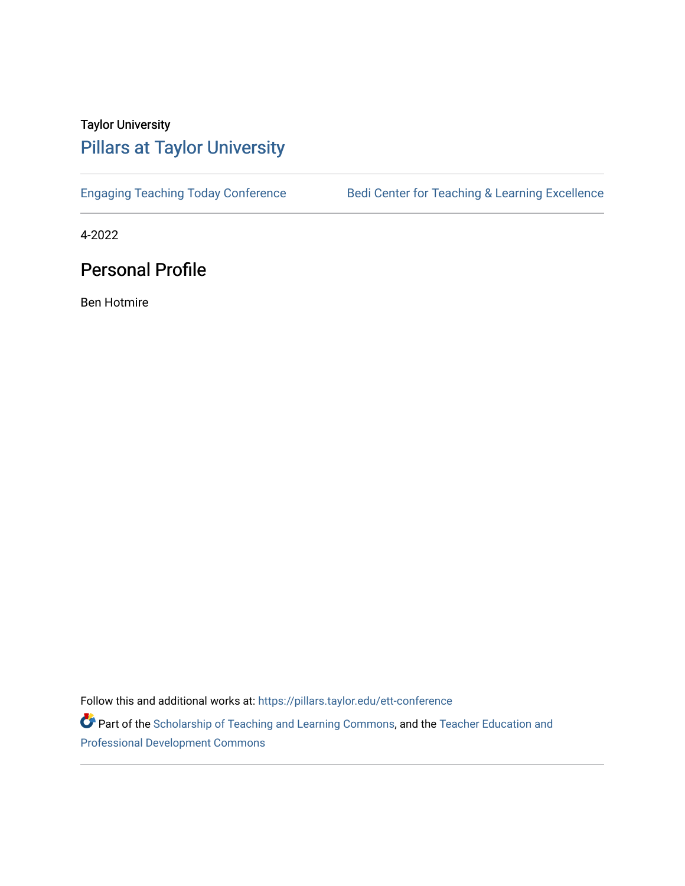Taylor University

## Pillars at Taylor University

Engaging Teaching Today Conference | Bedi Center for Teaching & Learning Excellence

4-2022

# Personal Profile

Ben Hotmire

Follow this and additional works at: https://pillars.taylor.edu/ett-conference

Part of the Scholarship of Teaching and Learning Commons, and the Teacher Education and Professional Development Commons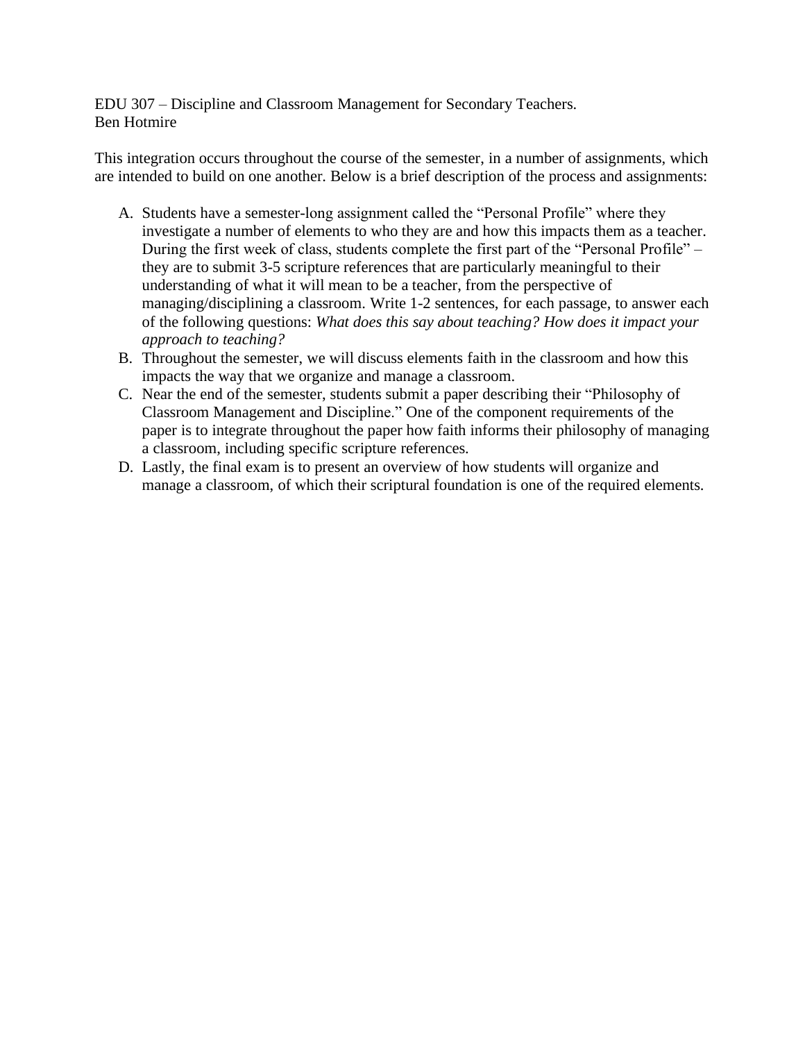EDU 307 – Discipline and Classroom Management for Secondary Teachers.
Ben Hotmire

This integration occurs throughout the course of the semester, in a number of assignments, which are intended to build on one another. Below is a brief description of the process and assignments:

A. Students have a semester-long assignment called the "Personal Profile" where they investigate a number of elements to who they are and how this impacts them as a teacher. During the first week of class, students complete the first part of the "Personal Profile" – they are to submit 3-5 scripture references that are particularly meaningful to their understanding of what it will mean to be a teacher, from the perspective of managing/disciplining a classroom. Write 1-2 sentences, for each passage, to answer each of the following questions: *What does this say about teaching? How does it impact your approach to teaching?*
B. Throughout the semester, we will discuss elements faith in the classroom and how this impacts the way that we organize and manage a classroom.
C. Near the end of the semester, students submit a paper describing their "Philosophy of Classroom Management and Discipline." One of the component requirements of the paper is to integrate throughout the paper how faith informs their philosophy of managing a classroom, including specific scripture references.
D. Lastly, the final exam is to present an overview of how students will organize and manage a classroom, of which their scriptural foundation is one of the required elements.